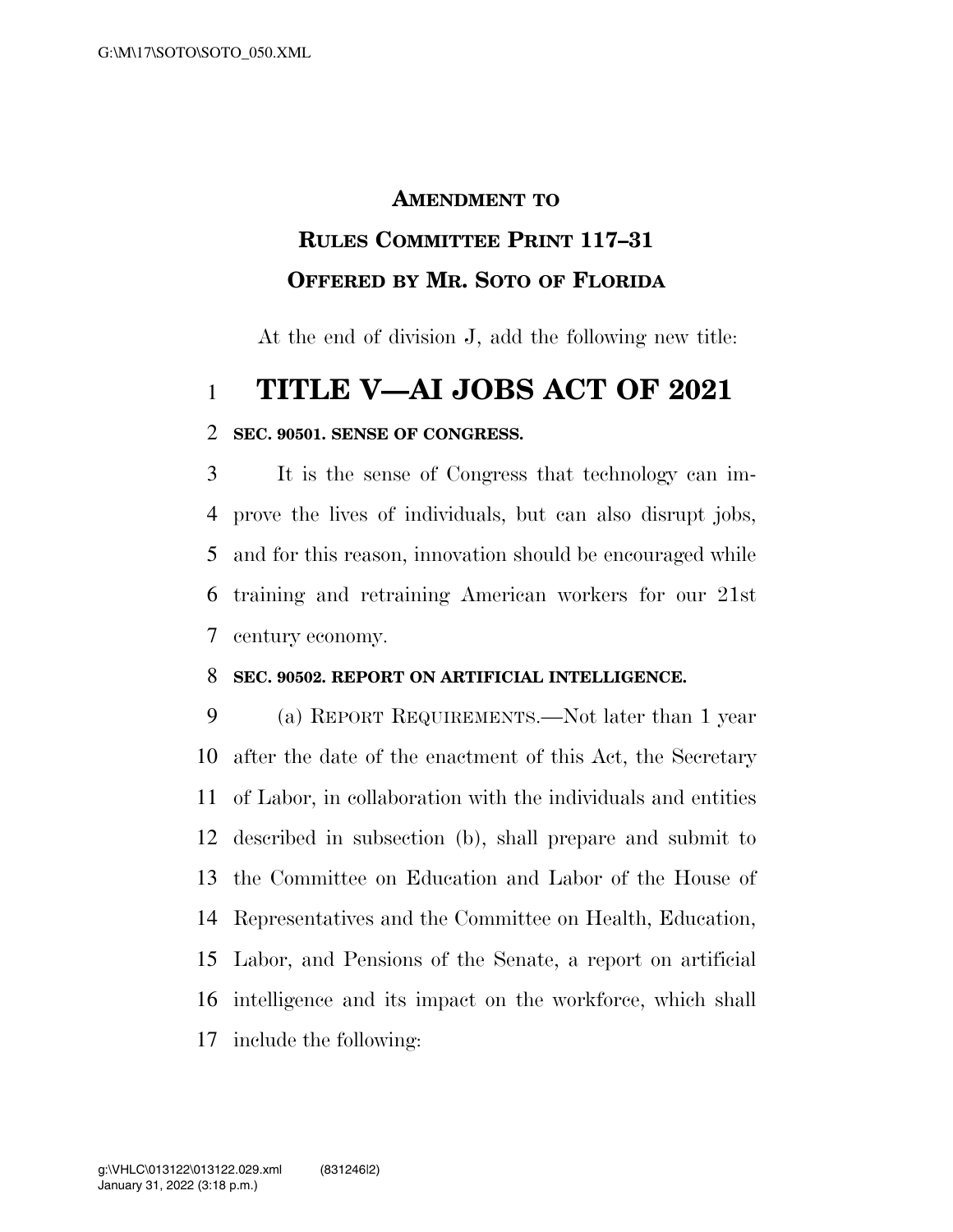**AMENDMENT TO**

**RULES COMMITTEE PRINT 117–31**

**OFFERED BY MR. SOTO OF FLORIDA**

At the end of division J, add the following new title:

# TITLE V—AI JOBS ACT OF 2021

**SEC. 90501. SENSE OF CONGRESS.**

It is the sense of Congress that technology can improve the lives of individuals, but can also disrupt jobs, and for this reason, innovation should be encouraged while training and retraining American workers for our 21st century economy.

**SEC. 90502. REPORT ON ARTIFICIAL INTELLIGENCE.**

(a) REPORT REQUIREMENTS.—Not later than 1 year after the date of the enactment of this Act, the Secretary of Labor, in collaboration with the individuals and entities described in subsection (b), shall prepare and submit to the Committee on Education and Labor of the House of Representatives and the Committee on Health, Education, Labor, and Pensions of the Senate, a report on artificial intelligence and its impact on the workforce, which shall include the following: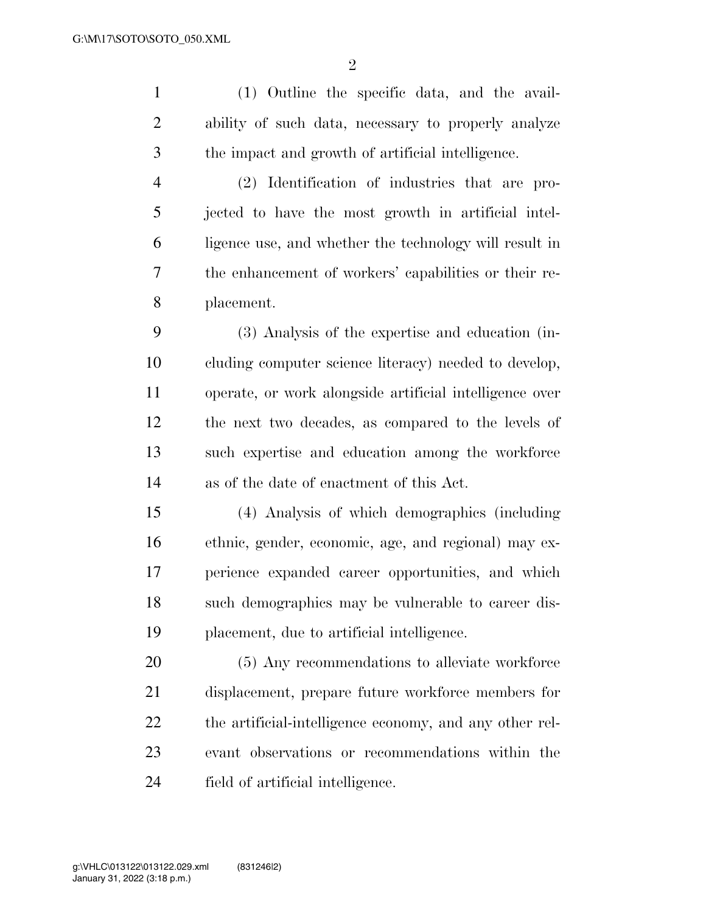(1) Outline the specific data, and the availability of such data, necessary to properly analyze the impact and growth of artificial intelligence.

(2) Identification of industries that are projected to have the most growth in artificial intelligence use, and whether the technology will result in the enhancement of workers' capabilities or their replacement.

(3) Analysis of the expertise and education (including computer science literacy) needed to develop, operate, or work alongside artificial intelligence over the next two decades, as compared to the levels of such expertise and education among the workforce as of the date of enactment of this Act.

(4) Analysis of which demographics (including ethnic, gender, economic, age, and regional) may experience expanded career opportunities, and which such demographics may be vulnerable to career displacement, due to artificial intelligence.

(5) Any recommendations to alleviate workforce displacement, prepare future workforce members for the artificial-intelligence economy, and any other relevant observations or recommendations within the field of artificial intelligence.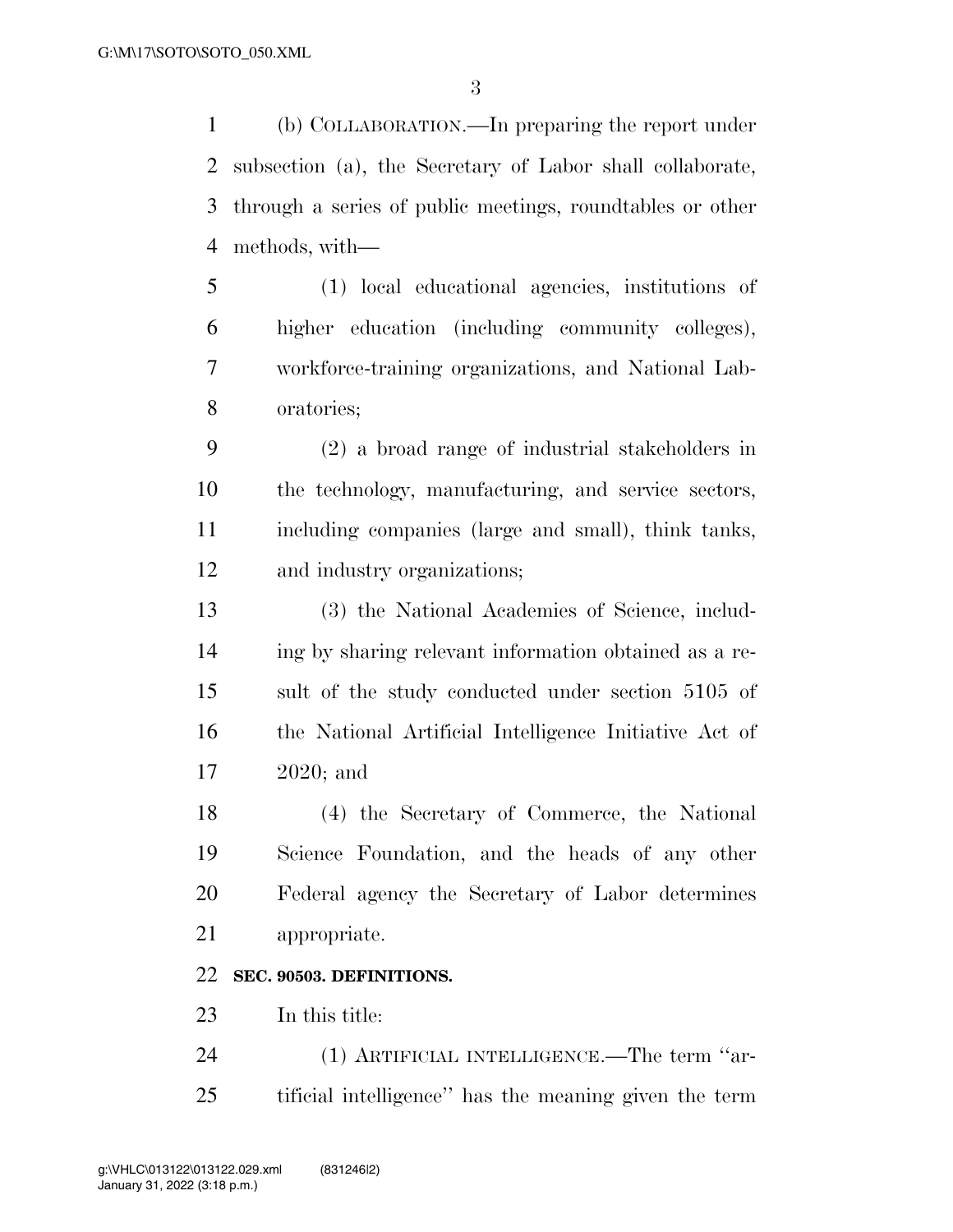(b) COLLABORATION.—In preparing the report under subsection (a), the Secretary of Labor shall collaborate, through a series of public meetings, roundtables or other methods, with—

(1) local educational agencies, institutions of higher education (including community colleges), workforce-training organizations, and National Laboratories;

(2) a broad range of industrial stakeholders in the technology, manufacturing, and service sectors, including companies (large and small), think tanks, and industry organizations;

(3) the National Academies of Science, including by sharing relevant information obtained as a result of the study conducted under section 5105 of the National Artificial Intelligence Initiative Act of 2020; and

(4) the Secretary of Commerce, the National Science Foundation, and the heads of any other Federal agency the Secretary of Labor determines appropriate.

**SEC. 90503. DEFINITIONS.**

In this title:

(1) ARTIFICIAL INTELLIGENCE.—The term ''artificial intelligence'' has the meaning given the term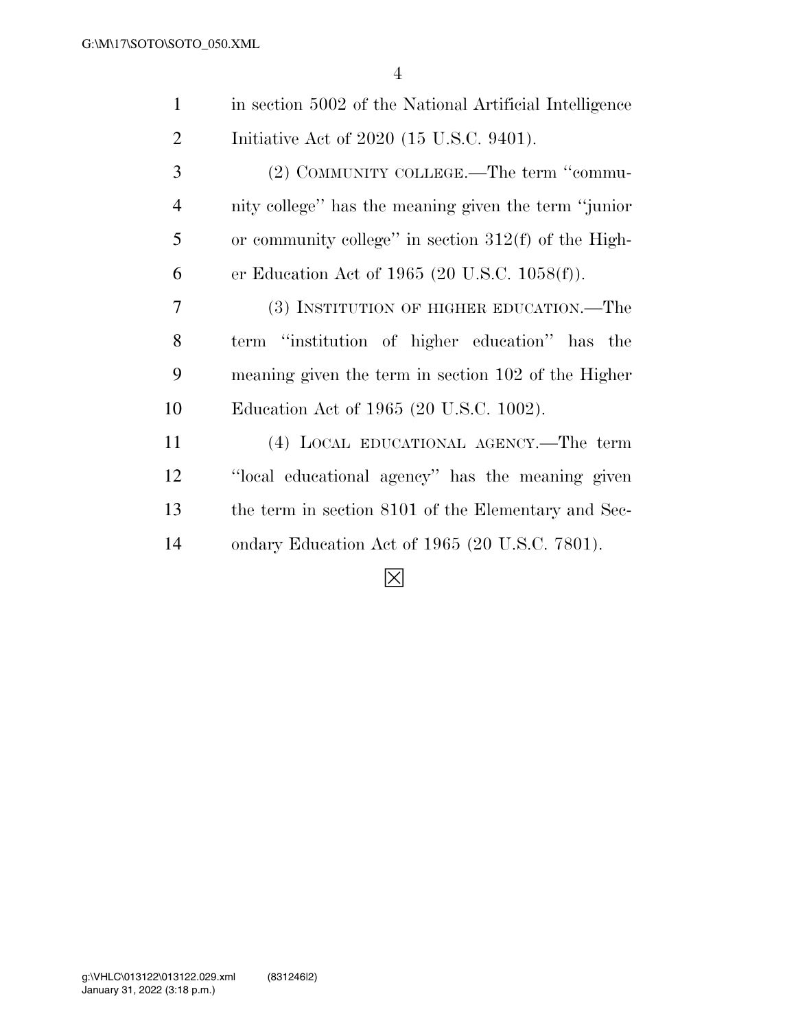in section 5002 of the National Artificial Intelligence Initiative Act of 2020 (15 U.S.C. 9401).

(2) COMMUNITY COLLEGE.—The term ''community college'' has the meaning given the term ''junior or community college'' in section 312(f) of the Higher Education Act of 1965 (20 U.S.C. 1058(f)).

(3) INSTITUTION OF HIGHER EDUCATION.—The term ''institution of higher education'' has the meaning given the term in section 102 of the Higher Education Act of 1965 (20 U.S.C. 1002).

(4) LOCAL EDUCATIONAL AGENCY.—The term ''local educational agency'' has the meaning given the term in section 8101 of the Elementary and Secondary Education Act of 1965 (20 U.S.C. 7801).

☒